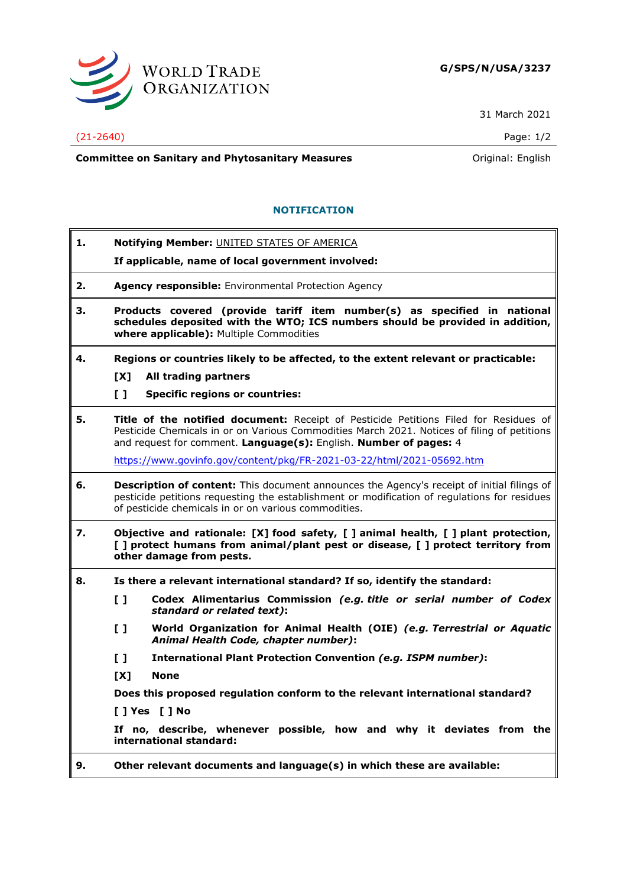**G/SPS/N/USA/3237**

31 March 2021

(21-2640)

**Committee on Sanitary and Phytosanitary Measures**

Original: English

## NOTIFICATION

**1. Notifying Member:** UNITED STATES OF AMERICA

**If applicable, name of local government involved:**

**2. Agency responsible:** Environmental Protection Agency

**3. Products covered (provide tariff item number(s) as specified in national schedules deposited with the WTO; ICS numbers should be provided in addition, where applicable):** Multiple Commodities

**4. Regions or countries likely to be affected, to the extent relevant or practicable:**

**[X] All trading partners**

**[ ] Specific regions or countries:**

**5. Title of the notified document:** Receipt of Pesticide Petitions Filed for Residues of Pesticide Chemicals in or on Various Commodities March 2021. Notices of filing of petitions and request for comment. **Language(s):** English. **Number of pages:** 4

https://www.govinfo.gov/content/pkg/FR-2021-03-22/html/2021-05692.htm

**6. Description of content:** This document announces the Agency's receipt of initial filings of pesticide petitions requesting the establishment or modification of regulations for residues of pesticide chemicals in or on various commodities.

**7. Objective and rationale: [X] food safety, [ ] animal health, [ ] plant protection, [ ] protect humans from animal/plant pest or disease, [ ] protect territory from other damage from pests.**

**8. Is there a relevant international standard? If so, identify the standard:**

**[ ] Codex Alimentarius Commission** ***(e.g. title or serial number of Codex standard or related text)*****:**

**[ ] World Organization for Animal Health (OIE)** ***(e.g. Terrestrial or Aquatic Animal Health Code, chapter number)*****:**

**[ ] International Plant Protection Convention** ***(e.g. ISPM number)*****:**

**[X] None**

**Does this proposed regulation conform to the relevant international standard?**

**[ ] Yes [ ] No**

**If no, describe, whenever possible, how and why it deviates from the international standard:**

**9. Other relevant documents and language(s) in which these are available:**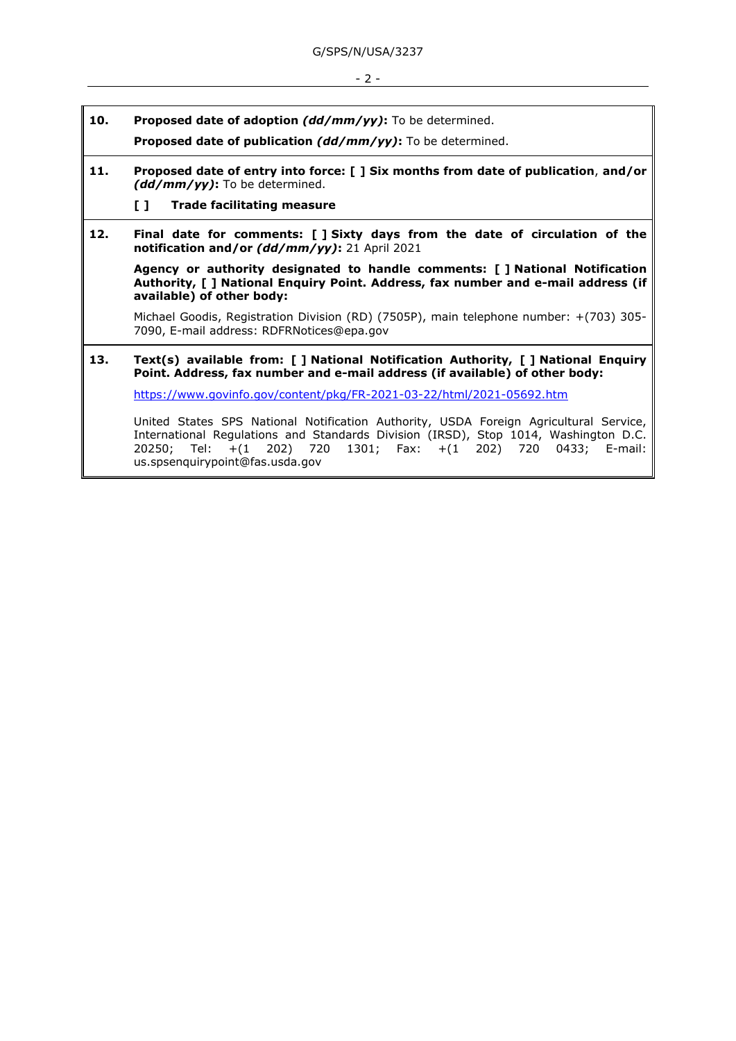**10.** **Proposed date of adoption *(dd/mm/yy)*:** To be determined.

**Proposed date of publication *(dd/mm/yy)*:** To be determined.

**11.** **Proposed date of entry into force: [ ] Six months from date of publication**, **and/or *(dd/mm/yy)*:** To be determined.

**[ ] Trade facilitating measure**

**12.** **Final date for comments: [ ] Sixty days from the date of circulation of the notification and/or *(dd/mm/yy)*:** 21 April 2021

**Agency or authority designated to handle comments: [ ] National Notification Authority, [ ] National Enquiry Point. Address, fax number and e-mail address (if available) of other body:**

Michael Goodis, Registration Division (RD) (7505P), main telephone number: +(703) 305-7090, E-mail address: RDFRNotices@epa.gov

**13.** **Text(s) available from: [ ] National Notification Authority, [ ] National Enquiry Point. Address, fax number and e-mail address (if available) of other body:**

https://www.govinfo.gov/content/pkg/FR-2021-03-22/html/2021-05692.htm

United States SPS National Notification Authority, USDA Foreign Agricultural Service, International Regulations and Standards Division (IRSD), Stop 1014, Washington D.C. 20250; Tel: +(1 202) 720 1301; Fax: +(1 202) 720 0433; E-mail: us.spsenquirypoint@fas.usda.gov